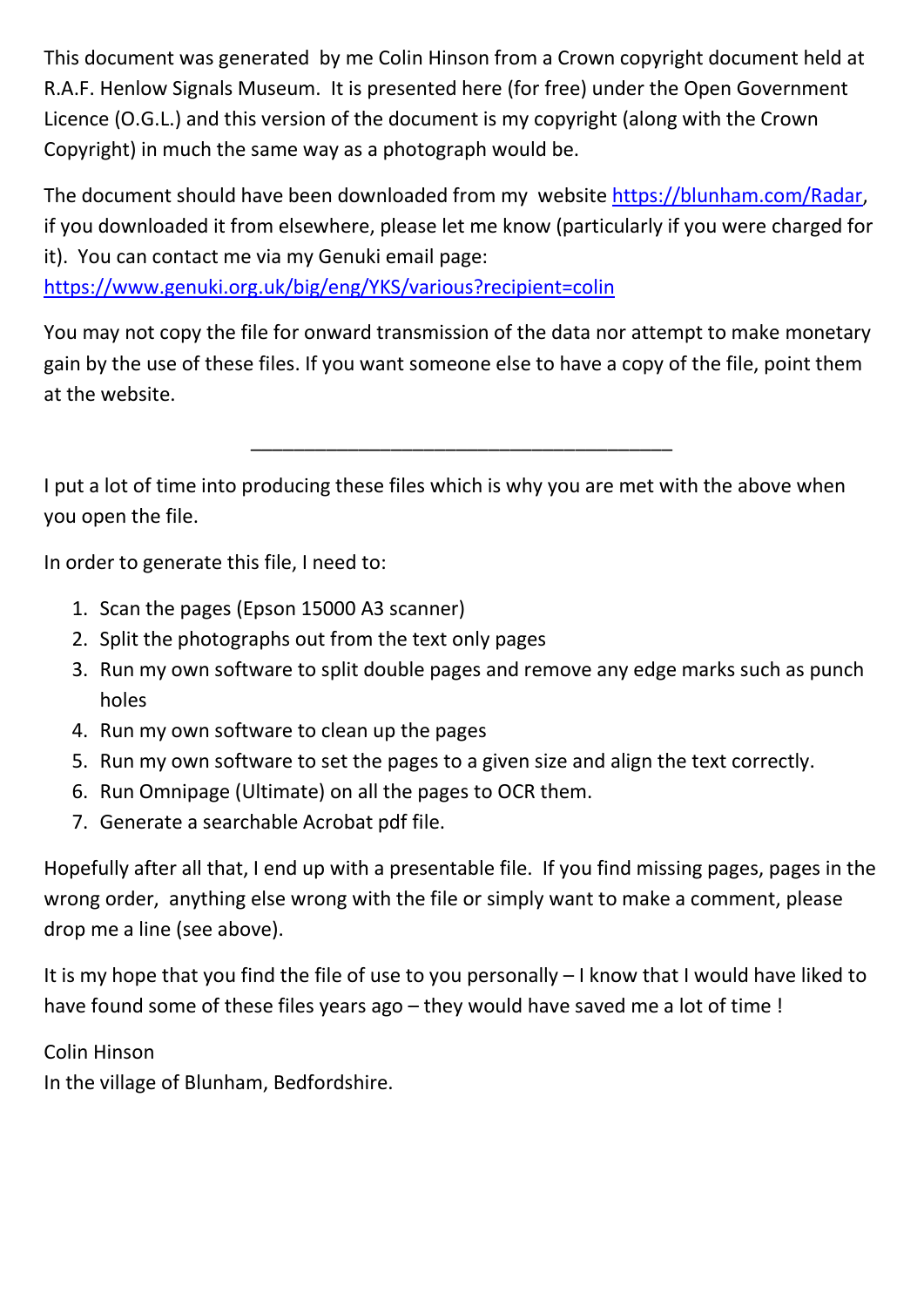This document was generated by me Colin Hinson from a Crown copyright document held at R.A.F. Henlow Signals Museum. It is presented here (for free) under the Open Government Licence (O.G.L.) and this version of the document is my copyright (along with the Crown Copyright) in much the same way as a photograph would be.

The document should have been downloaded from my website https://blunham.com/Radar, if you downloaded it from elsewhere, please let me know (particularly if you were charged for it). You can contact me via my Genuki email page: https://www.genuki.org.uk/big/eng/YKS/various?recipient=colin

You may not copy the file for onward transmission of the data nor attempt to make monetary gain by the use of these files. If you want someone else to have a copy of the file, point them at the website.

---

I put a lot of time into producing these files which is why you are met with the above when you open the file.

In order to generate this file, I need to:

1. Scan the pages (Epson 15000 A3 scanner)
2. Split the photographs out from the text only pages
3. Run my own software to split double pages and remove any edge marks such as punch holes
4. Run my own software to clean up the pages
5. Run my own software to set the pages to a given size and align the text correctly.
6. Run Omnipage (Ultimate) on all the pages to OCR them.
7. Generate a searchable Acrobat pdf file.

Hopefully after all that, I end up with a presentable file. If you find missing pages, pages in the wrong order, anything else wrong with the file or simply want to make a comment, please drop me a line (see above).

It is my hope that you find the file of use to you personally – I know that I would have liked to have found some of these files years ago – they would have saved me a lot of time !

Colin Hinson
In the village of Blunham, Bedfordshire.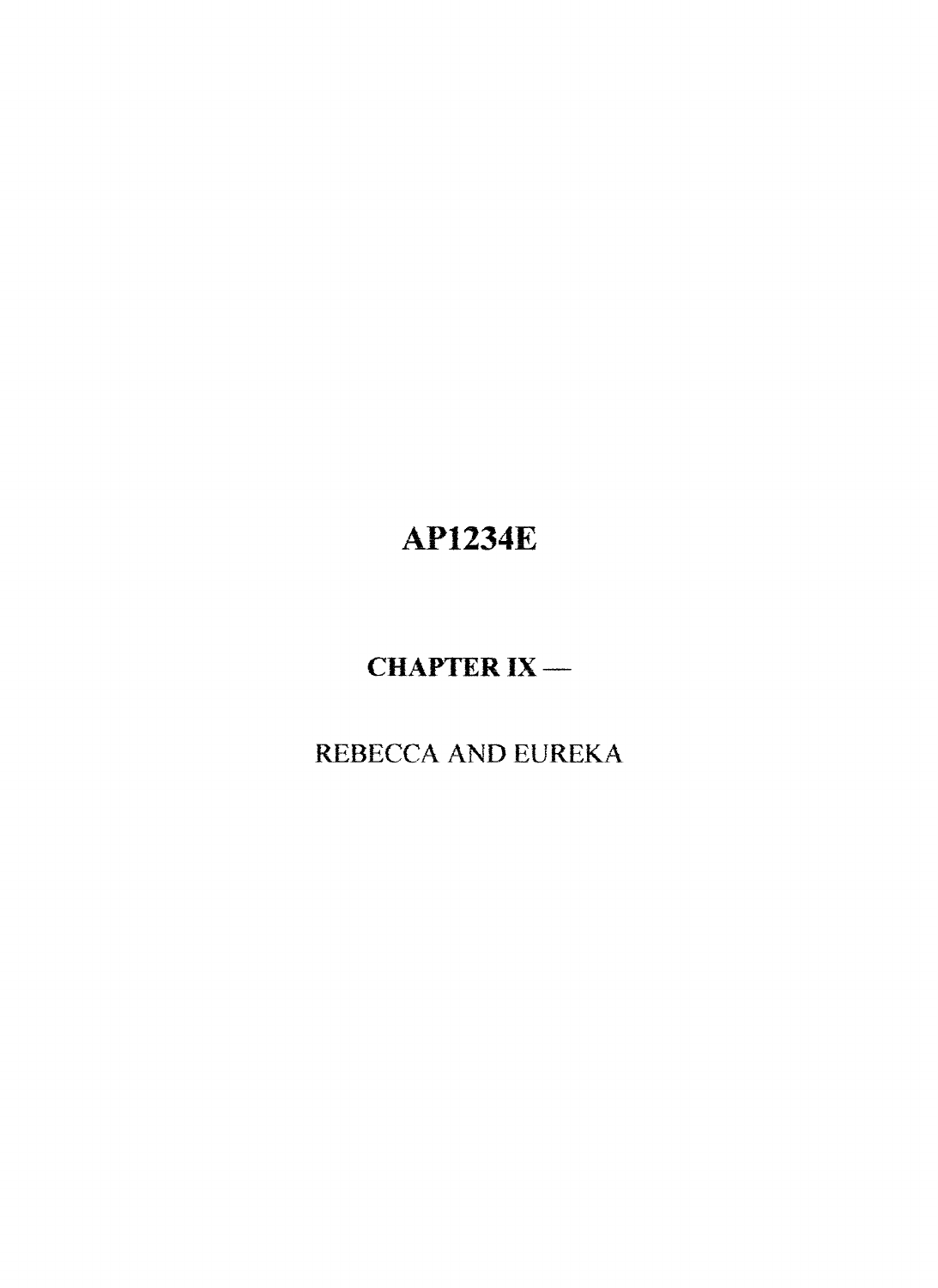# AP1234E

## CHAPTER IX —

REBECCA AND EUREKA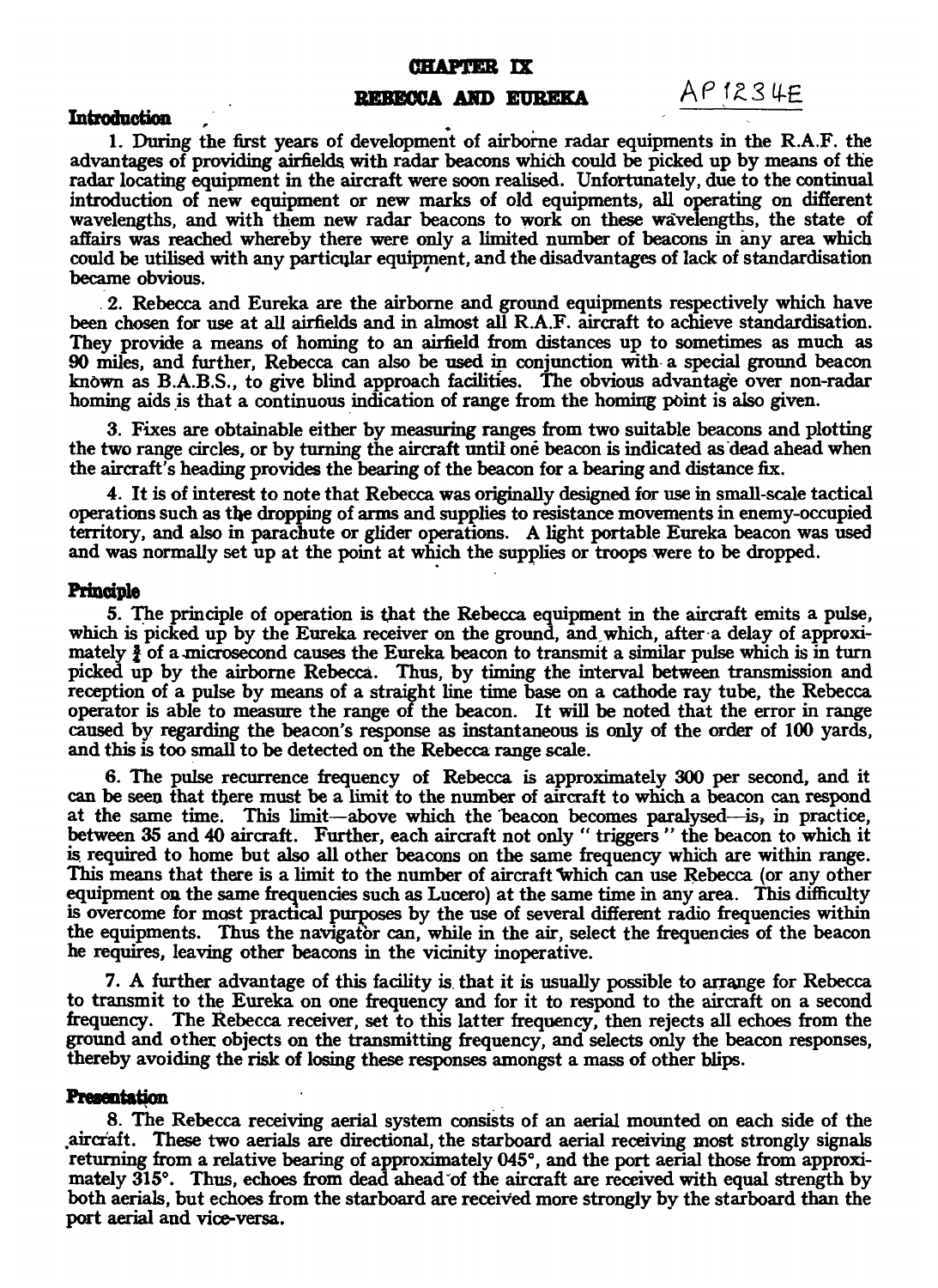# CHAPTER IX

## REBECCA AND EUREKA

AP 1234E

### Introduction

1. During the first years of development of airborne radar equipments in the R.A.F. the advantages of providing airfields with radar beacons which could be picked up by means of the radar locating equipment in the aircraft were soon realised. Unfortunately, due to the continual introduction of new equipment or new marks of old equipments, all operating on different wavelengths, and with them new radar beacons to work on these wavelengths, the state of affairs was reached whereby there were only a limited number of beacons in any area which could be utilised with any particular equipment, and the disadvantages of lack of standardisation became obvious.

2. Rebecca and Eureka are the airborne and ground equipments respectively which have been chosen for use at all airfields and in almost all R.A.F. aircraft to achieve standardisation. They provide a means of homing to an airfield from distances up to sometimes as much as 90 miles, and further, Rebecca can also be used in conjunction with a special ground beacon known as B.A.B.S., to give blind approach facilities. The obvious advantage over non-radar homing aids is that a continuous indication of range from the homing point is also given.

3. Fixes are obtainable either by measuring ranges from two suitable beacons and plotting the two range circles, or by turning the aircraft until one beacon is indicated as dead ahead when the aircraft's heading provides the bearing of the beacon for a bearing and distance fix.

4. It is of interest to note that Rebecca was originally designed for use in small-scale tactical operations such as the dropping of arms and supplies to resistance movements in enemy-occupied territory, and also in parachute or glider operations. A light portable Eureka beacon was used and was normally set up at the point at which the supplies or troops were to be dropped.

### Principle

5. The principle of operation is that the Rebecca equipment in the aircraft emits a pulse, which is picked up by the Eureka receiver on the ground, and which, after a delay of approximately $\frac{3}{4}$ of a microsecond causes the Eureka beacon to transmit a similar pulse which is in turn picked up by the airborne Rebecca. Thus, by timing the interval between transmission and reception of a pulse by means of a straight line time base on a cathode ray tube, the Rebecca operator is able to measure the range of the beacon. It will be noted that the error in range caused by regarding the beacon's response as instantaneous is only of the order of 100 yards, and this is too small to be detected on the Rebecca range scale.

6. The pulse recurrence frequency of Rebecca is approximately 300 per second, and it can be seen that there must be a limit to the number of aircraft to which a beacon can respond at the same time. This limit—above which the beacon becomes paralysed—is, in practice, between 35 and 40 aircraft. Further, each aircraft not only "triggers" the beacon to which it is required to home but also all other beacons on the same frequency which are within range. This means that there is a limit to the number of aircraft which can use Rebecca (or any other equipment on the same frequencies such as Lucero) at the same time in any area. This difficulty is overcome for most practical purposes by the use of several different radio frequencies within the equipments. Thus the navigator can, while in the air, select the frequencies of the beacon he requires, leaving other beacons in the vicinity inoperative.

7. A further advantage of this facility is that it is usually possible to arrange for Rebecca to transmit to the Eureka on one frequency and for it to respond to the aircraft on a second frequency. The Rebecca receiver, set to this latter frequency, then rejects all echoes from the ground and other objects on the transmitting frequency, and selects only the beacon responses, thereby avoiding the risk of losing these responses amongst a mass of other blips.

### Presentation

8. The Rebecca receiving aerial system consists of an aerial mounted on each side of the aircraft. These two aerials are directional, the starboard aerial receiving most strongly signals returning from a relative bearing of approximately 045°, and the port aerial those from approximately 315°. Thus, echoes from dead ahead of the aircraft are received with equal strength by both aerials, but echoes from the starboard are received more strongly by the starboard than the port aerial and vice-versa.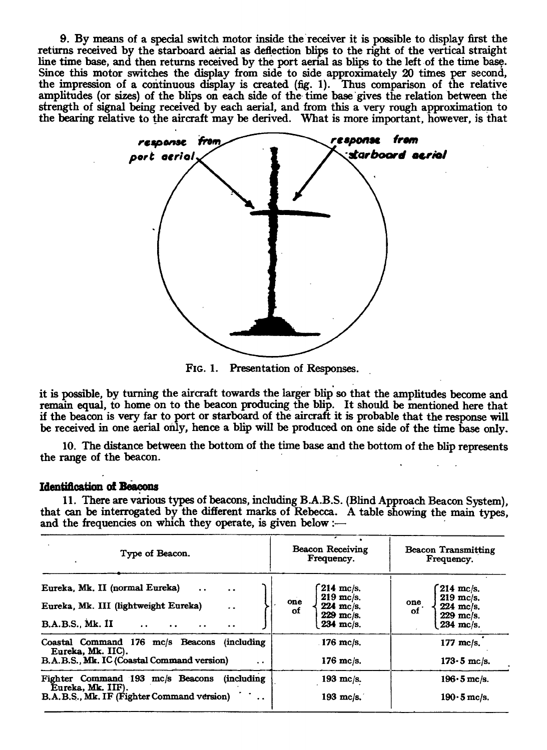9. By means of a special switch motor inside the receiver it is possible to display first the returns received by the starboard aerial as deflection blips to the right of the vertical straight line time base, and then returns received by the port aerial as blips to the left of the time base. Since this motor switches the display from side to side approximately 20 times per second, the impression of a continuous display is created (fig. 1). Thus comparison of the relative amplitudes (or sizes) of the blips on each side of the time base gives the relation between the strength of signal being received by each aerial, and from this a very rough approximation to the bearing relative to the aircraft may be derived. What is more important, however, is that it is possible, by turning the aircraft towards the larger blip so that the amplitudes become and remain equal, to home on to the beacon producing the blip. It should be mentioned here that if the beacon is very far to port or starboard of the aircraft it is probable that the response will be received in one aerial only, hence a blip will be produced on one side of the time base only.

response from port aerial — response from starboard aerial

FIG. 1. Presentation of Responses.

10. The distance between the bottom of the time base and the bottom of the blip represents the range of the beacon.

### Identification of Beacons

11. There are various types of beacons, including B.A.B.S. (Blind Approach Beacon System), that can be interrogated by the different marks of Rebecca. A table showing the main types, and the frequencies on which they operate, is given below :—

| Type of Beacon. | Beacon Receiving Frequency. | Beacon Transmitting Frequency. |
|---|---|---|
| Eureka, Mk. II (normal Eureka)<br>Eureka, Mk. III (lightweight Eureka)<br>B.A.B.S., Mk. II | one of 214 mc/s., 219 mc/s., 224 mc/s., 229 mc/s., 234 mc/s. | one of 214 mc/s., 219 mc/s., 224 mc/s., 229 mc/s., 234 mc/s. |
| Coastal Command 176 mc/s Beacons (including Eureka, Mk. IIC). | 176 mc/s. | 177 mc/s. |
| B.A.B.S., Mk. IC (Coastal Command version) | 176 mc/s. | 173·5 mc/s. |
| Fighter Command 193 mc/s Beacons (including Eureka, Mk. IIF). | 193 mc/s. | 196·5 mc/s. |
| B.A.B.S., Mk. IF (Fighter Command version) | 193 mc/s. | 190·5 mc/s. |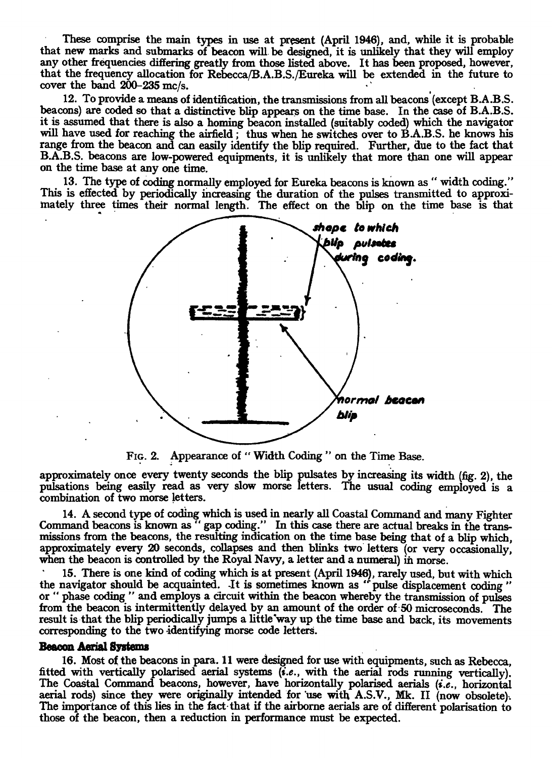These comprise the main types in use at present (April 1946), and, while it is probable that new marks and submarks of beacon will be designed, it is unlikely that they will employ any other frequencies differing greatly from those listed above. It has been proposed, however, that the frequency allocation for Rebecca/B.A.B.S./Eureka will be extended in the future to cover the band 200–235 mc/s.

12. To provide a means of identification, the transmissions from all beacons (except B.A.B.S. beacons) are coded so that a distinctive blip appears on the time base. In the case of B.A.B.S. it is assumed that there is also a homing beacon installed (suitably coded) which the navigator will have used for reaching the airfield; thus when he switches over to B.A.B.S. he knows his range from the beacon and can easily identify the blip required. Further, due to the fact that B.A.B.S. beacons are low-powered equipments, it is unlikely that more than one will appear on the time base at any one time.

13. The type of coding normally employed for Eureka beacons is known as " width coding." This is effected by periodically increasing the duration of the pulses transmitted to approximately three times their normal length. The effect on the blip on the time base is that

*shape to which blip pulsates during coding.*

*normal beacon blip*

Fig. 2. Appearance of " Width Coding " on the Time Base.

approximately once every twenty seconds the blip pulsates by increasing its width (fig. 2), the pulsations being easily read as very slow morse letters. The usual coding employed is a combination of two morse letters.

14. A second type of coding which is used in nearly all Coastal Command and many Fighter Command beacons is known as " gap coding." In this case there are actual breaks in the transmissions from the beacons, the resulting indication on the time base being that of a blip which, approximately every 20 seconds, collapses and then blinks two letters (or very occasionally, when the beacon is controlled by the Royal Navy, a letter and a numeral) in morse.

15. There is one kind of coding which is at present (April 1946), rarely used, but with which the navigator should be acquainted. It is sometimes known as " pulse displacement coding " or " phase coding " and employs a circuit within the beacon whereby the transmission of pulses from the beacon is intermittently delayed by an amount of the order of 50 microseconds. The result is that the blip periodically jumps a little way up the time base and back, its movements corresponding to the two identifying morse code letters.

**Beacon Aerial Systems**

16. Most of the beacons in para. 11 were designed for use with equipments, such as Rebecca, fitted with vertically polarised aerial systems (*i.e.*, with the aerial rods running vertically). The Coastal Command beacons, however, have horizontally polarised aerials (*i.e.*, horizontal aerial rods) since they were originally intended for use with A.S.V., Mk. II (now obsolete). The importance of this lies in the fact that if the airborne aerials are of different polarisation to those of the beacon, then a reduction in performance must be expected.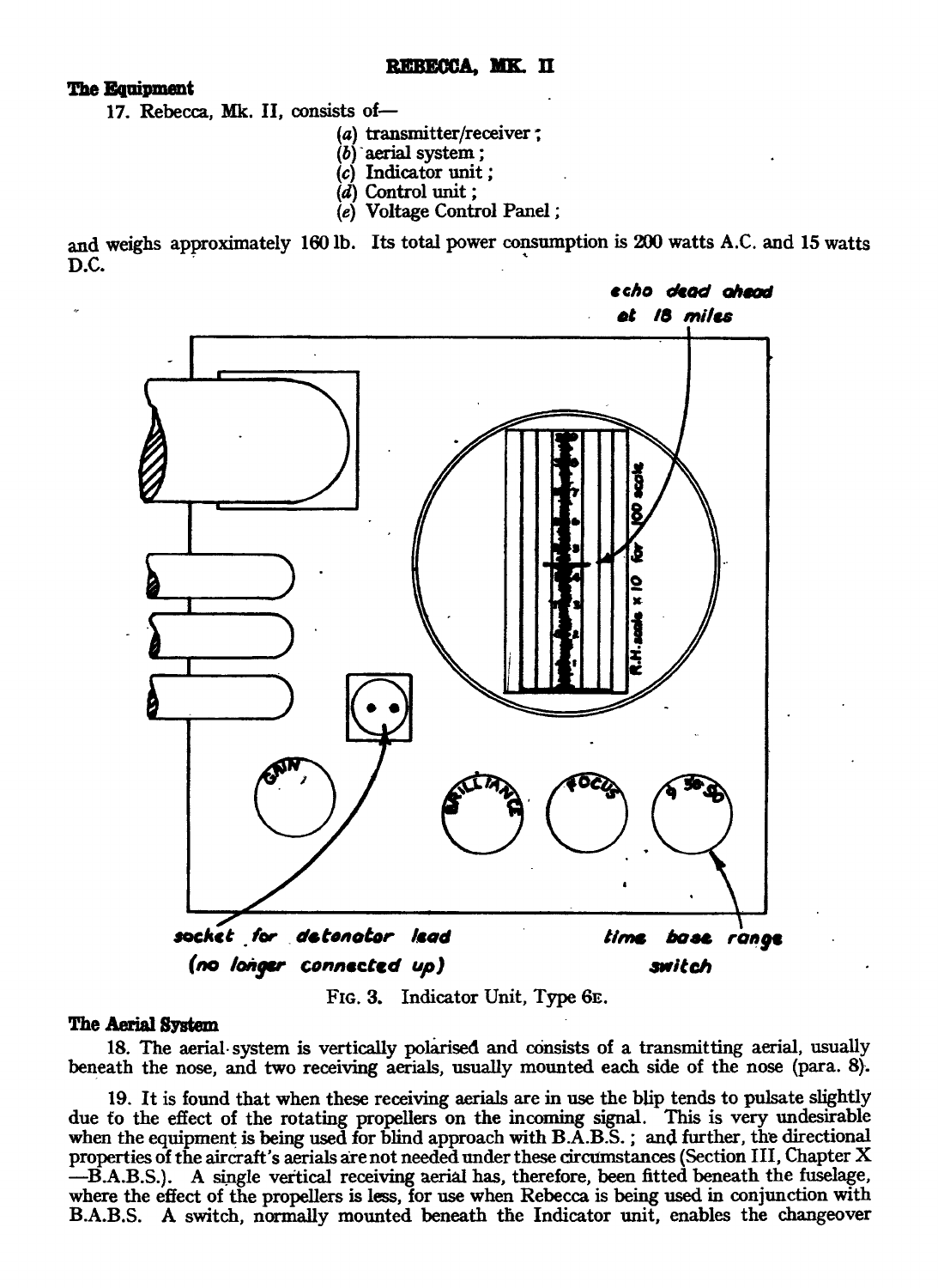### The Equipment

17. Rebecca, Mk. II, consists of—

(a) transmitter/receiver;
(b) aerial system;
(c) Indicator unit;
(d) Control unit;
(e) Voltage Control Panel;

and weighs approximately 160 lb. Its total power consumption is 200 watts A.C. and 15 watts D.C.

echo dead ahead at 18 miles

R.H. scale x 10 for 100 scale

socket for detonator lead (no longer connected up)

time base range switch

GAIN BRILLIANCE FOCUS 9 30 90

FIG. 3. Indicator Unit, Type 6E.

### The Aerial System

18. The aerial system is vertically polarised and consists of a transmitting aerial, usually beneath the nose, and two receiving aerials, usually mounted each side of the nose (para. 8).

19. It is found that when these receiving aerials are in use the blip tends to pulsate slightly due to the effect of the rotating propellers on the incoming signal. This is very undesirable when the equipment is being used for blind approach with B.A.B.S.; and further, the directional properties of the aircraft's aerials are not needed under these circumstances (Section III, Chapter X —B.A.B.S.). A single vertical receiving aerial has, therefore, been fitted beneath the fuselage, where the effect of the propellers is less, for use when Rebecca is being used in conjunction with B.A.B.S. A switch, normally mounted beneath the Indicator unit, enables the changeover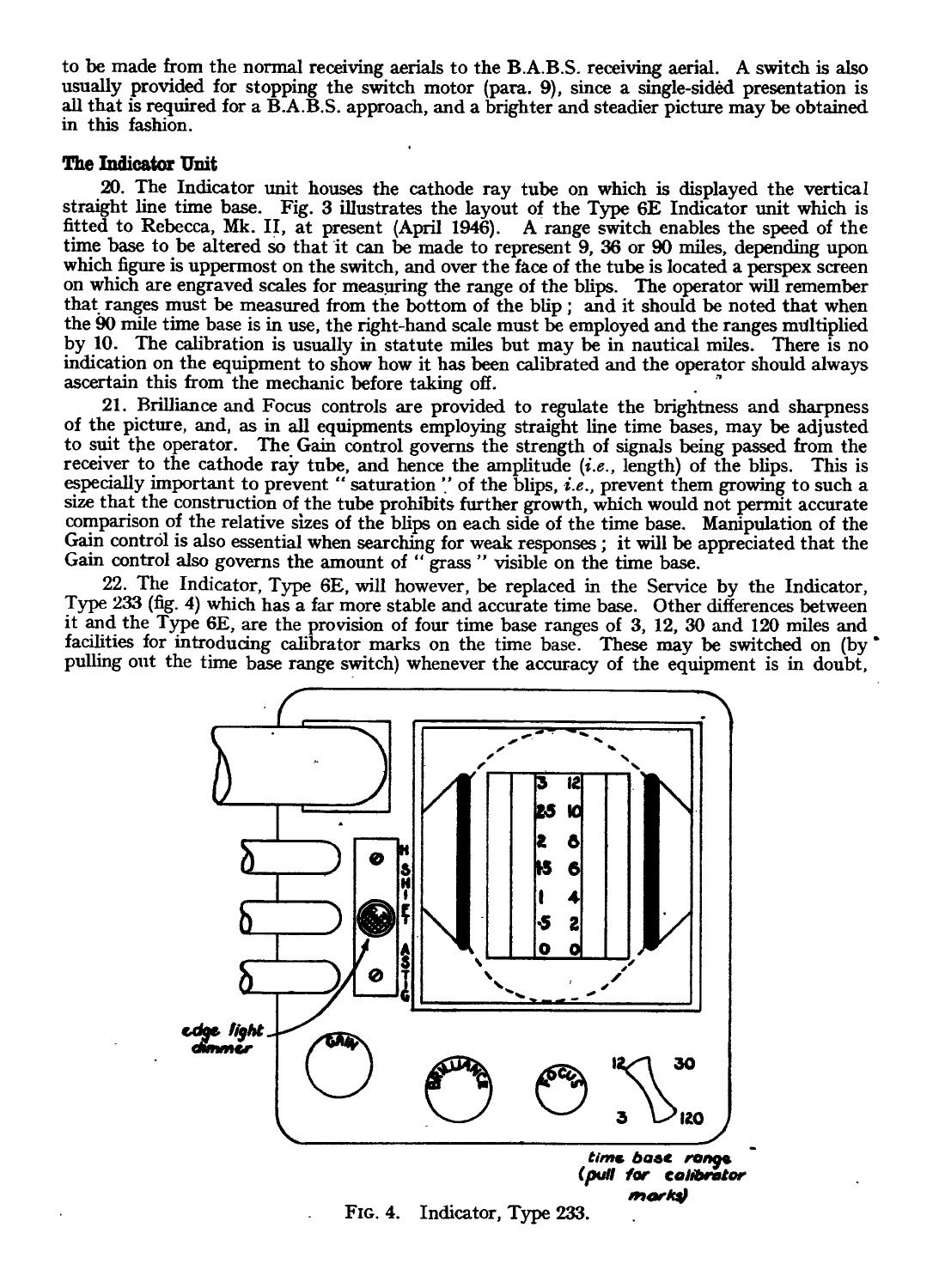to be made from the normal receiving aerials to the B.A.B.S. receiving aerial. A switch is also usually provided for stopping the switch motor (para. 9), since a single-sided presentation is all that is required for a B.A.B.S. approach, and a brighter and steadier picture may be obtained in this fashion.

### The Indicator Unit

20. The Indicator unit houses the cathode ray tube on which is displayed the vertical straight line time base. Fig. 3 illustrates the layout of the Type 6E Indicator unit which is fitted to Rebecca, Mk. II, at present (April 1946). A range switch enables the speed of the time base to be altered so that it can be made to represent 9, 36 or 90 miles, depending upon which figure is uppermost on the switch, and over the face of the tube is located a perspex screen on which are engraved scales for measuring the range of the blips. The operator will remember that ranges must be measured from the bottom of the blip; and it should be noted that when the 90 mile time base is in use, the right-hand scale must be employed and the ranges multiplied by 10. The calibration is usually in statute miles but may be in nautical miles. There is no indication on the equipment to show how it has been calibrated and the operator should always ascertain this from the mechanic before taking off.

21. Brilliance and Focus controls are provided to regulate the brightness and sharpness of the picture, and, as in all equipments employing straight line time bases, may be adjusted to suit the operator. The Gain control governs the strength of signals being passed from the receiver to the cathode ray tube, and hence the amplitude (*i.e.*, length) of the blips. This is especially important to prevent "saturation" of the blips, *i.e.*, prevent them growing to such a size that the construction of the tube prohibits further growth, which would not permit accurate comparison of the relative sizes of the blips on each side of the time base. Manipulation of the Gain control is also essential when searching for weak responses; it will be appreciated that the Gain control also governs the amount of "grass" visible on the time base.

22. The Indicator, Type 6E, will however, be replaced in the Service by the Indicator, Type 233 (fig. 4) which has a far more stable and accurate time base. Other differences between it and the Type 6E, are the provision of four time base ranges of 3, 12, 30 and 120 miles and facilities for introducing calibrator marks on the time base. These may be switched on (by pulling out the time base range switch) whenever the accuracy of the equipment is in doubt,

FIG. 4. Indicator, Type 233.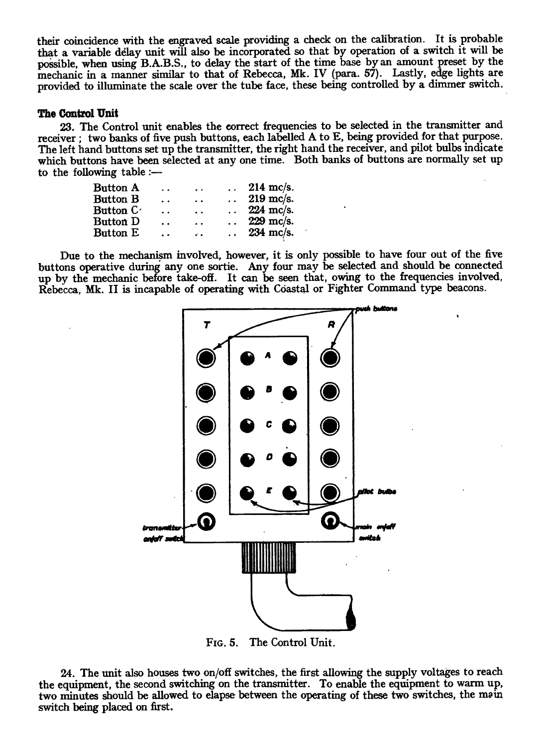their coincidence with the engraved scale providing a check on the calibration. It is probable that a variable delay unit will also be incorporated so that by operation of a switch it will be possible, when using B.A.B.S., to delay the start of the time base by an amount preset by the mechanic in a manner similar to that of Rebecca, Mk. IV (para. 57). Lastly, edge lights are provided to illuminate the scale over the tube face, these being controlled by a dimmer switch.

**The Control Unit**

23. The Control unit enables the correct frequencies to be selected in the transmitter and receiver; two banks of five push buttons, each labelled A to E, being provided for that purpose. The left hand buttons set up the transmitter, the right hand the receiver, and pilot bulbs indicate which buttons have been selected at any one time. Both banks of buttons are normally set up to the following table :—

| | |
|---|---|
| Button A | 214 mc/s. |
| Button B | 219 mc/s. |
| Button C | 224 mc/s. |
| Button D | 229 mc/s. |
| Button E | 234 mc/s. |

Due to the mechanism involved, however, it is only possible to have four out of the five buttons operative during any one sortie. Any four may be selected and should be connected up by the mechanic before take-off. It can be seen that, owing to the frequencies involved, Rebecca, Mk. II is incapable of operating with Coastal or Fighter Command type beacons.

FIG. 5. The Control Unit.

24. The unit also houses two on/off switches, the first allowing the supply voltages to reach the equipment, the second switching on the transmitter. To enable the equipment to warm up, two minutes should be allowed to elapse between the operating of these two switches, the main switch being placed on first.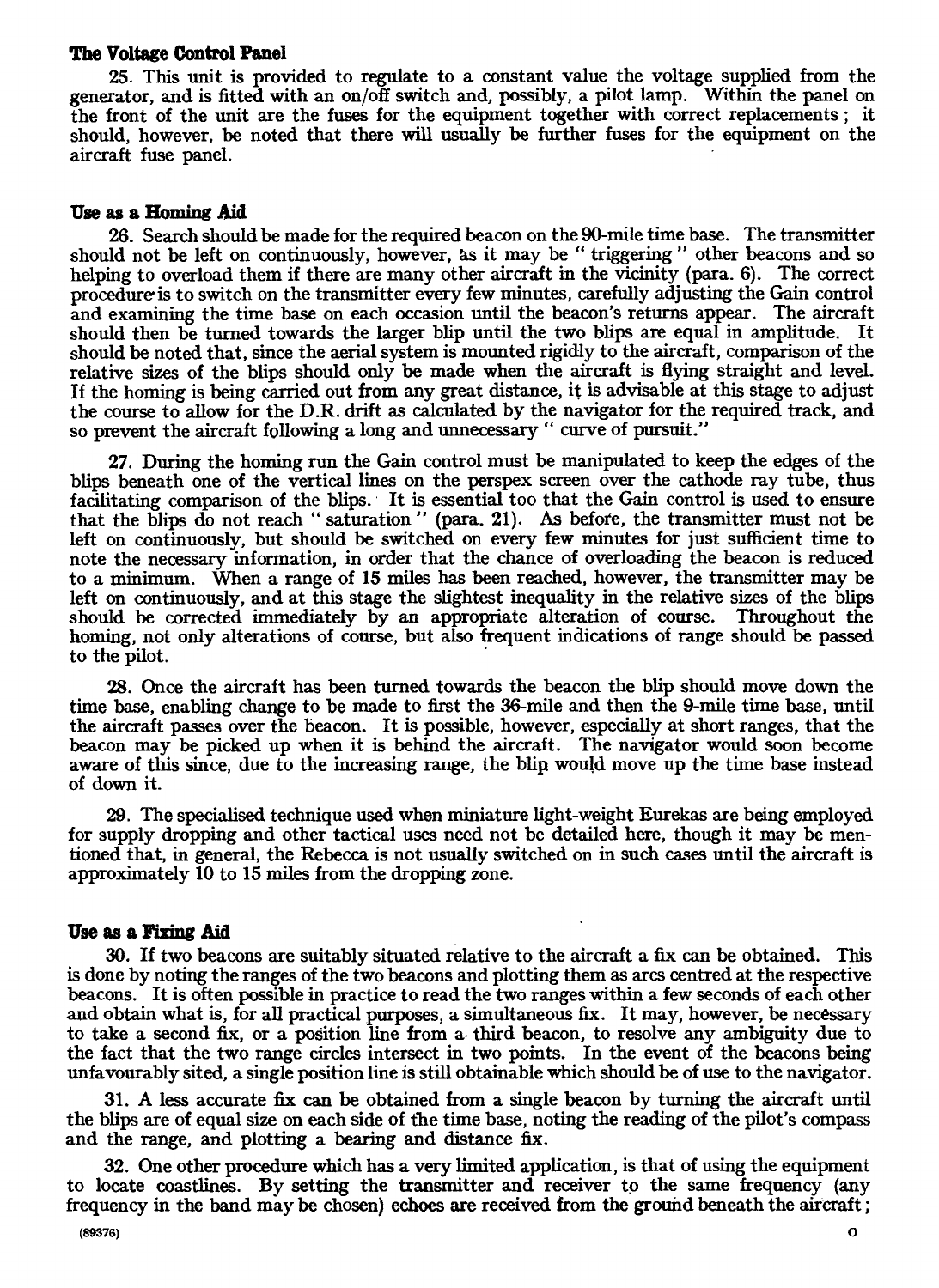### The Voltage Control Panel

25. This unit is provided to regulate to a constant value the voltage supplied from the generator, and is fitted with an on/off switch and, possibly, a pilot lamp. Within the panel on the front of the unit are the fuses for the equipment together with correct replacements; it should, however, be noted that there will usually be further fuses for the equipment on the aircraft fuse panel.

### Use as a Homing Aid

26. Search should be made for the required beacon on the 90-mile time base. The transmitter should not be left on continuously, however, as it may be "triggering" other beacons and so helping to overload them if there are many other aircraft in the vicinity (para. 6). The correct procedure is to switch on the transmitter every few minutes, carefully adjusting the Gain control and examining the time base on each occasion until the beacon's returns appear. The aircraft should then be turned towards the larger blip until the two blips are equal in amplitude. It should be noted that, since the aerial system is mounted rigidly to the aircraft, comparison of the relative sizes of the blips should only be made when the aircraft is flying straight and level. If the homing is being carried out from any great distance, it is advisable at this stage to adjust the course to allow for the D.R. drift as calculated by the navigator for the required track, and so prevent the aircraft following a long and unnecessary "curve of pursuit."

27. During the homing run the Gain control must be manipulated to keep the edges of the blips beneath one of the vertical lines on the perspex screen over the cathode ray tube, thus facilitating comparison of the blips. It is essential too that the Gain control is used to ensure that the blips do not reach "saturation" (para. 21). As before, the transmitter must not be left on continuously, but should be switched on every few minutes for just sufficient time to note the necessary information, in order that the chance of overloading the beacon is reduced to a minimum. When a range of 15 miles has been reached, however, the transmitter may be left on continuously, and at this stage the slightest inequality in the relative sizes of the blips should be corrected immediately by an appropriate alteration of course. Throughout the homing, not only alterations of course, but also frequent indications of range should be passed to the pilot.

28. Once the aircraft has been turned towards the beacon the blip should move down the time base, enabling change to be made to first the 36-mile and then the 9-mile time base, until the aircraft passes over the beacon. It is possible, however, especially at short ranges, that the beacon may be picked up when it is behind the aircraft. The navigator would soon become aware of this since, due to the increasing range, the blip would move up the time base instead of down it.

29. The specialised technique used when miniature light-weight Eurekas are being employed for supply dropping and other tactical uses need not be detailed here, though it may be mentioned that, in general, the Rebecca is not usually switched on in such cases until the aircraft is approximately 10 to 15 miles from the dropping zone.

### Use as a Fixing Aid

30. If two beacons are suitably situated relative to the aircraft a fix can be obtained. This is done by noting the ranges of the two beacons and plotting them as arcs centred at the respective beacons. It is often possible in practice to read the two ranges within a few seconds of each other and obtain what is, for all practical purposes, a simultaneous fix. It may, however, be necessary to take a second fix, or a position line from a third beacon, to resolve any ambiguity due to the fact that the two range circles intersect in two points. In the event of the beacons being unfavourably sited, a single position line is still obtainable which should be of use to the navigator.

31. A less accurate fix can be obtained from a single beacon by turning the aircraft until the blips are of equal size on each side of the time base, noting the reading of the pilot's compass and the range, and plotting a bearing and distance fix.

32. One other procedure which has a very limited application, is that of using the equipment to locate coastlines. By setting the transmitter and receiver to the same frequency (any frequency in the band may be chosen) echoes are received from the ground beneath the aircraft;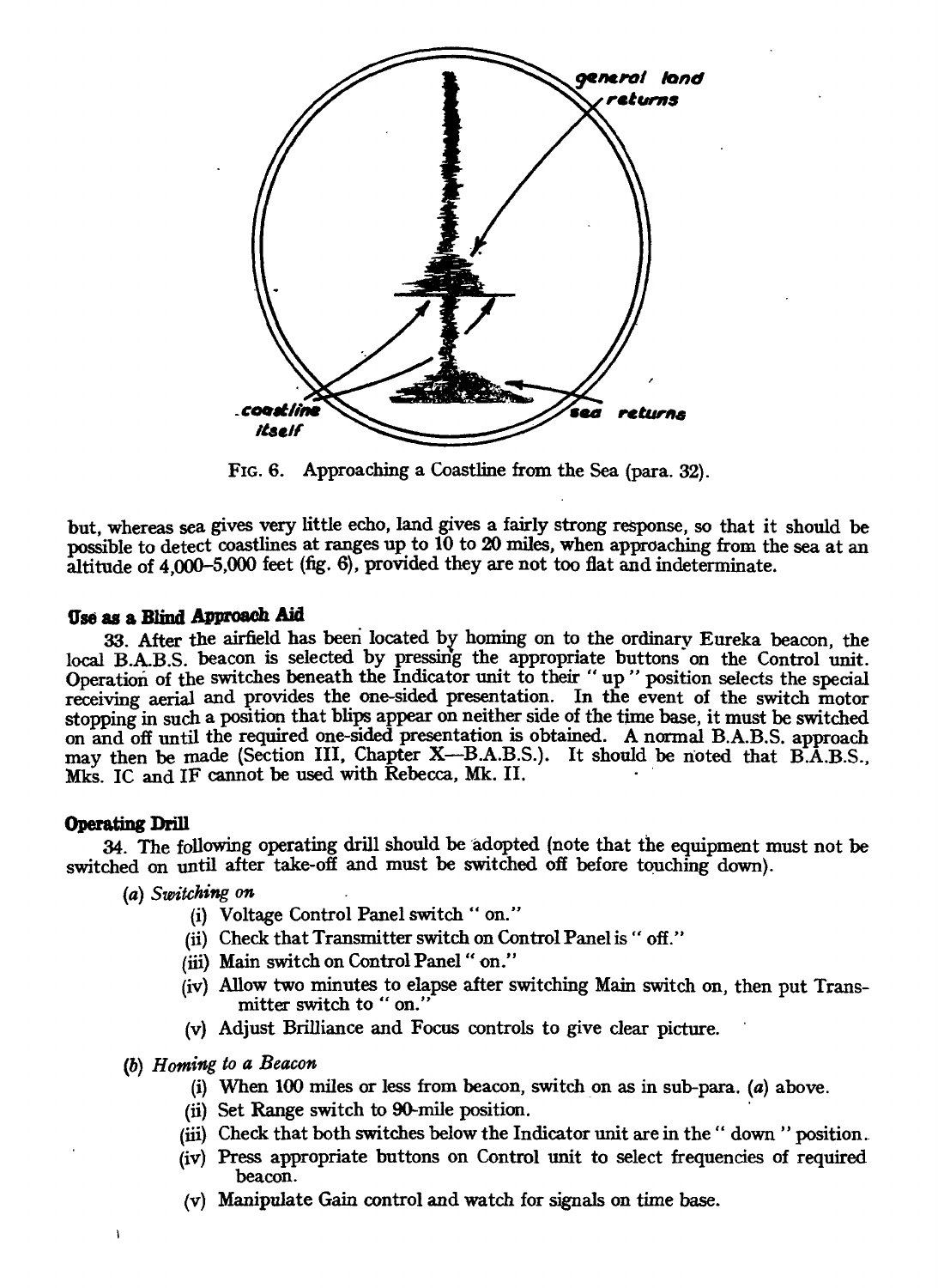FIG. 6. Approaching a Coastline from the Sea (para. 32).

but, whereas sea gives very little echo, land gives a fairly strong response, so that it should be possible to detect coastlines at ranges up to 10 to 20 miles, when approaching from the sea at an altitude of 4,000–5,000 feet (fig. 6), provided they are not too flat and indeterminate.

### Use as a Blind Approach Aid

33. After the airfield has been located by homing on to the ordinary Eureka beacon, the local B.A.B.S. beacon is selected by pressing the appropriate buttons on the Control unit. Operation of the switches beneath the Indicator unit to their " up " position selects the special receiving aerial and provides the one-sided presentation. In the event of the switch motor stopping in such a position that blips appear on neither side of the time base, it must be switched on and off until the required one-sided presentation is obtained. A normal B.A.B.S. approach may then be made (Section III, Chapter X—B.A.B.S.). It should be noted that B.A.B.S., Mks. IC and IF cannot be used with Rebecca, Mk. II.

### Operating Drill

34. The following operating drill should be adopted (note that the equipment must not be switched on until after take-off and must be switched off before touching down).

(a) *Switching on*

- (i) Voltage Control Panel switch " on."
- (ii) Check that Transmitter switch on Control Panel is " off."
- (iii) Main switch on Control Panel " on."
- (iv) Allow two minutes to elapse after switching Main switch on, then put Transmitter switch to " on."
- (v) Adjust Brilliance and Focus controls to give clear picture.

(b) *Homing to a Beacon*

- (i) When 100 miles or less from beacon, switch on as in sub-para. (a) above.
- (ii) Set Range switch to 90-mile position.
- (iii) Check that both switches below the Indicator unit are in the " down " position.
- (iv) Press appropriate buttons on Control unit to select frequencies of required beacon.
- (v) Manipulate Gain control and watch for signals on time base.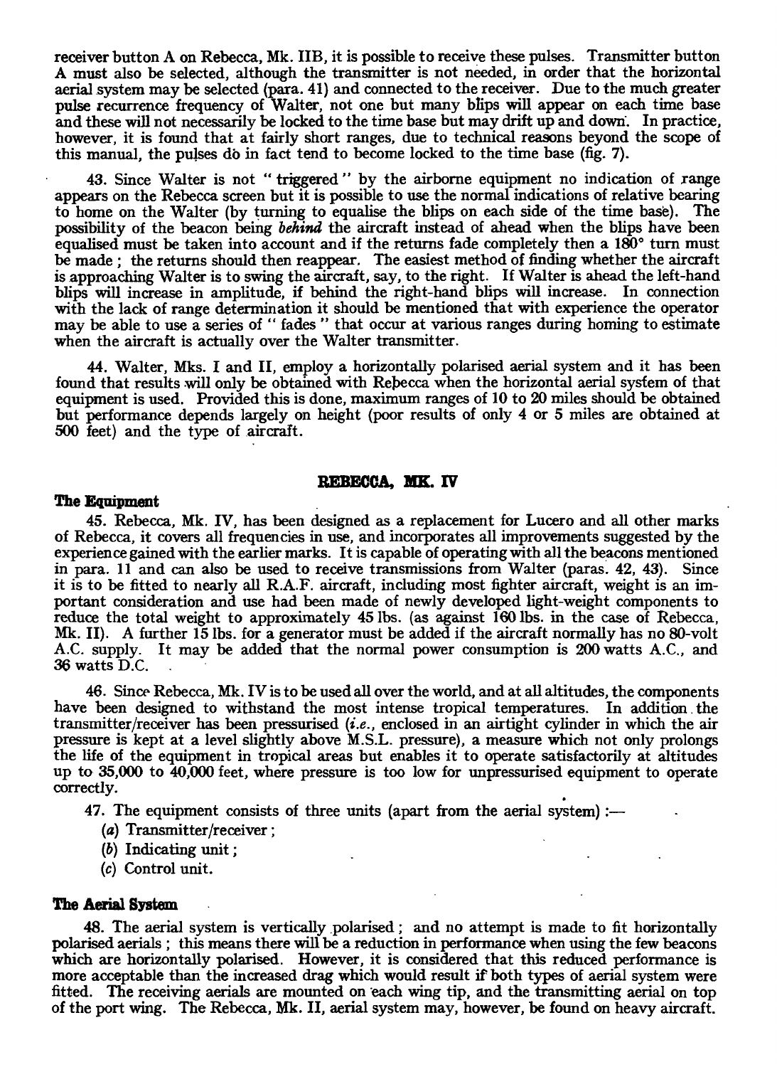receiver button A on Rebecca, Mk. IIB, it is possible to receive these pulses. Transmitter button A must also be selected, although the transmitter is not needed, in order that the horizontal aerial system may be selected (para. 41) and connected to the receiver. Due to the much greater pulse recurrence frequency of Walter, not one but many blips will appear on each time base and these will not necessarily be locked to the time base but may drift up and down. In practice, however, it is found that at fairly short ranges, due to technical reasons beyond the scope of this manual, the pulses do in fact tend to become locked to the time base (fig. 7).

43. Since Walter is not "triggered" by the airborne equipment no indication of range appears on the Rebecca screen but it is possible to use the normal indications of relative bearing to home on the Walter (by turning to equalise the blips on each side of the time base). The possibility of the beacon being *behind* the aircraft instead of ahead when the blips have been equalised must be taken into account and if the returns fade completely then a 180° turn must be made ; the returns should then reappear. The easiest method of finding whether the aircraft is approaching Walter is to swing the aircraft, say, to the right. If Walter is ahead the left-hand blips will increase in amplitude, if behind the right-hand blips will increase. In connection with the lack of range determination it should be mentioned that with experience the operator may be able to use a series of "fades" that occur at various ranges during homing to estimate when the aircraft is actually over the Walter transmitter.

44. Walter, Mks. I and II, employ a horizontally polarised aerial system and it has been found that results will only be obtained with Rebecca when the horizontal aerial system of that equipment is used. Provided this is done, maximum ranges of 10 to 20 miles should be obtained but performance depends largely on height (poor results of only 4 or 5 miles are obtained at 500 feet) and the type of aircraft.

## REBECCA, MK. IV

### The Equipment

45. Rebecca, Mk. IV, has been designed as a replacement for Lucero and all other marks of Rebecca, it covers all frequencies in use, and incorporates all improvements suggested by the experience gained with the earlier marks. It is capable of operating with all the beacons mentioned in para. 11 and can also be used to receive transmissions from Walter (paras. 42, 43). Since it is to be fitted to nearly all R.A.F. aircraft, including most fighter aircraft, weight is an important consideration and use had been made of newly developed light-weight components to reduce the total weight to approximately 45 lbs. (as against 160 lbs. in the case of Rebecca, Mk. II). A further 15 lbs. for a generator must be added if the aircraft normally has no 80-volt A.C. supply. It may be added that the normal power consumption is 200 watts A.C., and 36 watts D.C.

46. Since Rebecca, Mk. IV is to be used all over the world, and at all altitudes, the components have been designed to withstand the most intense tropical temperatures. In addition the transmitter/receiver has been pressurised (*i.e.*, enclosed in an airtight cylinder in which the air pressure is kept at a level slightly above M.S.L. pressure), a measure which not only prolongs the life of the equipment in tropical areas but enables it to operate satisfactorily at altitudes up to 35,000 to 40,000 feet, where pressure is too low for unpressurised equipment to operate correctly.

47. The equipment consists of three units (apart from the aerial system) :—

(*a*) Transmitter/receiver ;
(*b*) Indicating unit ;
(*c*) Control unit.

### The Aerial System

48. The aerial system is vertically polarised ; and no attempt is made to fit horizontally polarised aerials ; this means there will be a reduction in performance when using the few beacons which are horizontally polarised. However, it is considered that this reduced performance is more acceptable than the increased drag which would result if both types of aerial system were fitted. The receiving aerials are mounted on each wing tip, and the transmitting aerial on top of the port wing. The Rebecca, Mk. II, aerial system may, however, be found on heavy aircraft.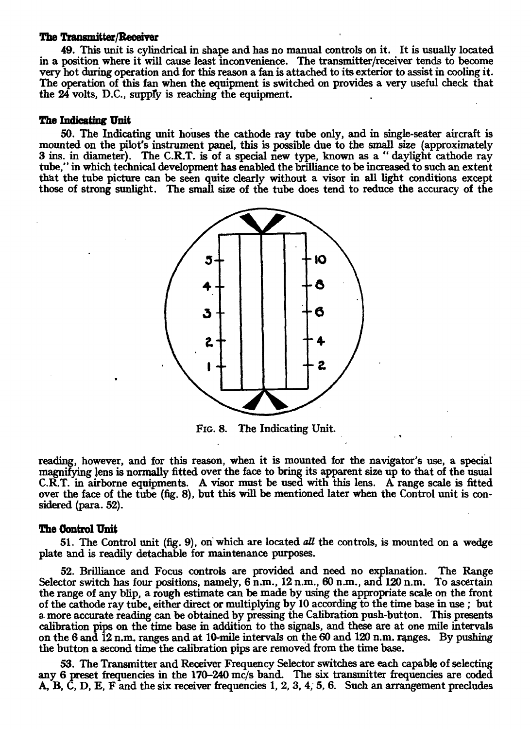**The Transmitter/Receiver**

49. This unit is cylindrical in shape and has no manual controls on it. It is usually located in a position where it will cause least inconvenience. The transmitter/receiver tends to become very hot during operation and for this reason a fan is attached to its exterior to assist in cooling it. The operation of this fan when the equipment is switched on provides a very useful check that the 24 volts, D.C., supply is reaching the equipment.

**The Indicating Unit**

50. The Indicating unit houses the cathode ray tube only, and in single-seater aircraft is mounted on the pilot's instrument panel, this is possible due to the small size (approximately 3 ins. in diameter). The C.R.T. is of a special new type, known as a "daylight cathode ray tube," in which technical development has enabled the brilliance to be increased to such an extent that the tube picture can be seen quite clearly without a visor in all light conditions except those of strong sunlight. The small size of the tube does tend to reduce the accuracy of the reading, however, and for this reason, when it is mounted for the navigator's use, a special magnifying lens is normally fitted over the face to bring its apparent size up to that of the usual C.R.T. in airborne equipments. A visor must be used with this lens. A range scale is fitted over the face of the tube (fig. 8), but this will be mentioned later when the Control unit is considered (para. 52).

Fig. 8. The Indicating Unit.

**The Control Unit**

51. The Control unit (fig. 9), on which are located *all* the controls, is mounted on a wedge plate and is readily detachable for maintenance purposes.

52. Brilliance and Focus controls are provided and need no explanation. The Range Selector switch has four positions, namely, 6 n.m., 12 n.m., 60 n.m., and 120 n.m. To ascertain the range of any blip, a rough estimate can be made by using the appropriate scale on the front of the cathode ray tube, either direct or multiplying by 10 according to the time base in use; but a more accurate reading can be obtained by pressing the Calibration push-button. This presents calibration pips on the time base in addition to the signals, and these are at one mile intervals on the 6 and 12 n.m. ranges and at 10-mile intervals on the 60 and 120 n.m. ranges. By pushing the button a second time the calibration pips are removed from the time base.

53. The Transmitter and Receiver Frequency Selector switches are each capable of selecting any 6 preset frequencies in the 170–240 mc/s band. The six transmitter frequencies are coded A, B, C, D, E, F and the six receiver frequencies 1, 2, 3, 4, 5, 6. Such an arrangement precludes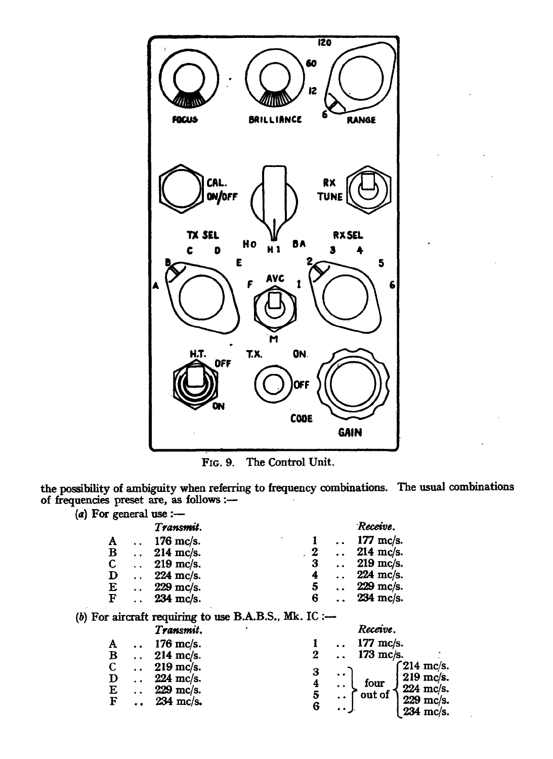FIG. 9. The Control Unit.

the possibility of ambiguity when referring to frequency combinations. The usual combinations of frequencies preset are, as follows :—

(*a*) For general use :—

| | *Transmit.* | | *Receive.* |
|---|---|---|---|
| A | 176 mc/s. | 1 | 177 mc/s. |
| B | 214 mc/s. | 2 | 214 mc/s. |
| C | 219 mc/s. | 3 | 219 mc/s. |
| D | 224 mc/s. | 4 | 224 mc/s. |
| E | 229 mc/s. | 5 | 229 mc/s. |
| F | 234 mc/s. | 6 | 234 mc/s. |

(*b*) For aircraft requiring to use B.A.B.S., Mk. IC :—

| | *Transmit.* | | *Receive.* |
|---|---|---|---|
| A | 176 mc/s. | 1 | 177 mc/s. |
| B | 214 mc/s. | 2 | 173 mc/s. |
| C | 219 mc/s. | 3 | four out of 214 mc/s., 219 mc/s., 224 mc/s., 229 mc/s., 234 mc/s. |
| D | 224 mc/s. | 4 | |
| E | 229 mc/s. | 5 | |
| F | 234 mc/s. | 6 | |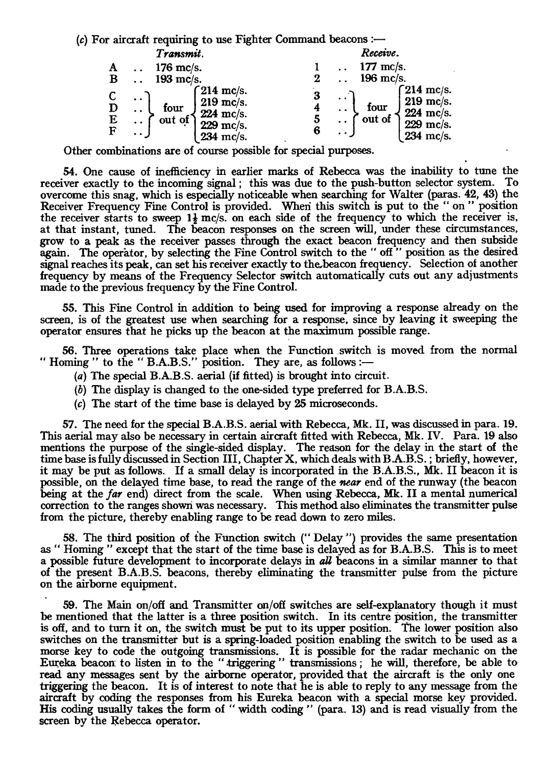(c) For aircraft requiring to use Fighter Command beacons :—

| *Transmit.* | | *Receive.* | |
|---|---|---|---|
| A .. | 176 mc/s. | 1 .. | 177 mc/s. |
| B .. | 193 mc/s. | 2 .. | 196 mc/s. |
| C .. D .. E .. F .. | four out of { 214 mc/s. 219 mc/s. 224 mc/s. 229 mc/s. 234 mc/s. | 3 .. 4 .. 5 .. 6 .. | four out of { 214 mc/s. 219 mc/s. 224 mc/s. 229 mc/s. 234 mc/s. |

Other combinations are of course possible for special purposes.

54. One cause of inefficiency in earlier marks of Rebecca was the inability to tune the receiver exactly to the incoming signal; this was due to the push-button selector system. To overcome this snag, which is especially noticeable when searching for Walter (paras. 42, 43) the Receiver Frequency Fine Control is provided. When this switch is put to the " on " position the receiver starts to sweep 1½ mc/s. on each side of the frequency to which the receiver is, at that instant, tuned. The beacon responses on the screen will, under these circumstances, grow to a peak as the receiver passes through the exact beacon frequency and then subside again. The operator, by selecting the Fine Control switch to the " off " position as the desired signal reaches its peak, can set his receiver exactly to the beacon frequency. Selection of another frequency by means of the Frequency Selector switch automatically cuts out any adjustments made to the previous frequency by the Fine Control.

55. This Fine Control in addition to being used for improving a response already on the screen, is of the greatest use when searching for a response, since by leaving it sweeping the operator ensures that he picks up the beacon at the maximum possible range.

56. Three operations take place when the Function switch is moved from the normal " Homing " to the " B.A.B.S." position. They are, as follows :—

(a) The special B.A.B.S. aerial (if fitted) is brought into circuit.

(b) The display is changed to the one-sided type preferred for B.A.B.S.

(c) The start of the time base is delayed by 25 microseconds.

57. The need for the special B.A.B.S. aerial with Rebecca, Mk. II, was discussed in para. 19. This aerial may also be necessary in certain aircraft fitted with Rebecca, Mk. IV. Para. 19 also mentions the purpose of the single-sided display. The reason for the delay in the start of the time base is fully discussed in Section III, Chapter X, which deals with B.A.B.S.; briefly, however, it may be put as follows. If a small delay is incorporated in the B.A.B.S., Mk. II beacon it is possible, on the delayed time base, to read the range of the ***near*** end of the runway (the beacon being at the ***far*** end) direct from the scale. When using Rebecca, Mk. II a mental numerical correction to the ranges shown was necessary. This method also eliminates the transmitter pulse from the picture, thereby enabling range to be read down to zero miles.

58. The third position of the Function switch (" Delay ") provides the same presentation as " Homing " except that the start of the time base is delayed as for B.A.B.S. This is to meet a possible future development to incorporate delays in ***all*** beacons in a similar manner to that of the present B.A.B.S. beacons, thereby eliminating the transmitter pulse from the picture on the airborne equipment.

59. The Main on/off and Transmitter on/off switches are self-explanatory though it must be mentioned that the latter is a three position switch. In its centre position, the transmitter is off, and to turn it on, the switch must be put to its upper position. The lower position also switches on the transmitter but is a spring-loaded position enabling the switch to be used as a morse key to code the outgoing transmissions. It is possible for the radar mechanic on the Eureka beacon to listen in to the " triggering " transmissions; he will, therefore, be able to read any messages sent by the airborne operator, provided that the aircraft is the only one triggering the beacon. It is of interest to note that he is able to reply to any message from the aircraft by coding the responses from his Eureka beacon with a special morse key provided. His coding usually takes the form of " width coding " (para. 13) and is read visually from the screen by the Rebecca operator.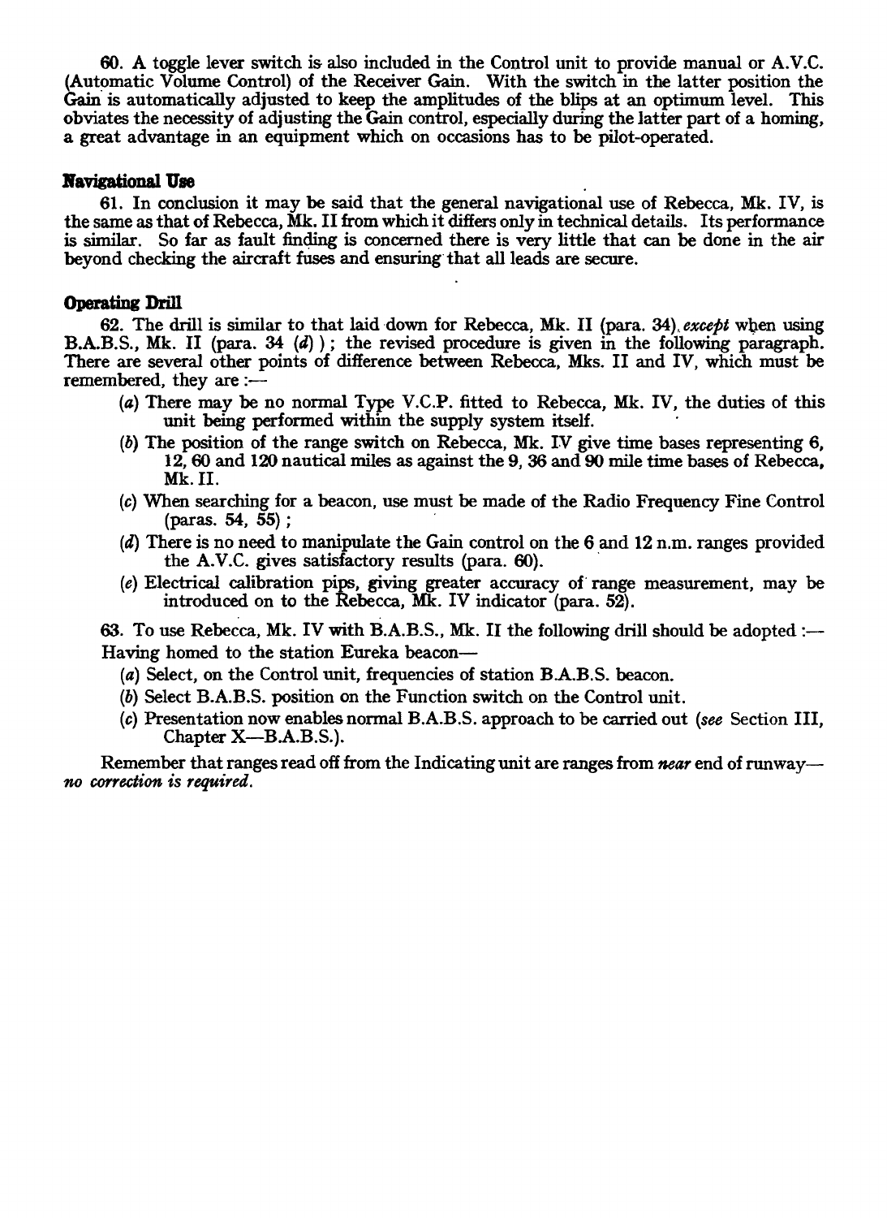60. A toggle lever switch is also included in the Control unit to provide manual or A.V.C. (Automatic Volume Control) of the Receiver Gain. With the switch in the latter position the Gain is automatically adjusted to keep the amplitudes of the blips at an optimum level. This obviates the necessity of adjusting the Gain control, especially during the latter part of a homing, a great advantage in an equipment which on occasions has to be pilot-operated.

### Navigational Use

61. In conclusion it may be said that the general navigational use of Rebecca, Mk. IV, is the same as that of Rebecca, Mk. II from which it differs only in technical details. Its performance is similar. So far as fault finding is concerned there is very little that can be done in the air beyond checking the aircraft fuses and ensuring that all leads are secure.

### Operating Drill

62. The drill is similar to that laid down for Rebecca, Mk. II (para. 34), *except* when using B.A.B.S., Mk. II (para. 34 (*d*)); the revised procedure is given in the following paragraph. There are several other points of difference between Rebecca, Mks. II and IV, which must be remembered, they are :—

(*a*) There may be no normal Type V.C.P. fitted to Rebecca, Mk. IV, the duties of this unit being performed within the supply system itself.

(*b*) The position of the range switch on Rebecca, Mk. IV give time bases representing 6, 12, 60 and 120 nautical miles as against the 9, 36 and 90 mile time bases of Rebecca, Mk. II.

(*c*) When searching for a beacon, use must be made of the Radio Frequency Fine Control (paras. 54, 55);

(*d*) There is no need to manipulate the Gain control on the 6 and 12 n.m. ranges provided the A.V.C. gives satisfactory results (para. 60).

(*e*) Electrical calibration pips, giving greater accuracy of range measurement, may be introduced on to the Rebecca, Mk. IV indicator (para. 52).

63. To use Rebecca, Mk. IV with B.A.B.S., Mk. II the following drill should be adopted :—
Having homed to the station Eureka beacon—

(*a*) Select, on the Control unit, frequencies of station B.A.B.S. beacon.

(*b*) Select B.A.B.S. position on the Function switch on the Control unit.

(*c*) Presentation now enables normal B.A.B.S. approach to be carried out (*see* Section III, Chapter X—B.A.B.S.).

Remember that ranges read off from the Indicating unit are ranges from *near* end of runway—*no correction is required.*